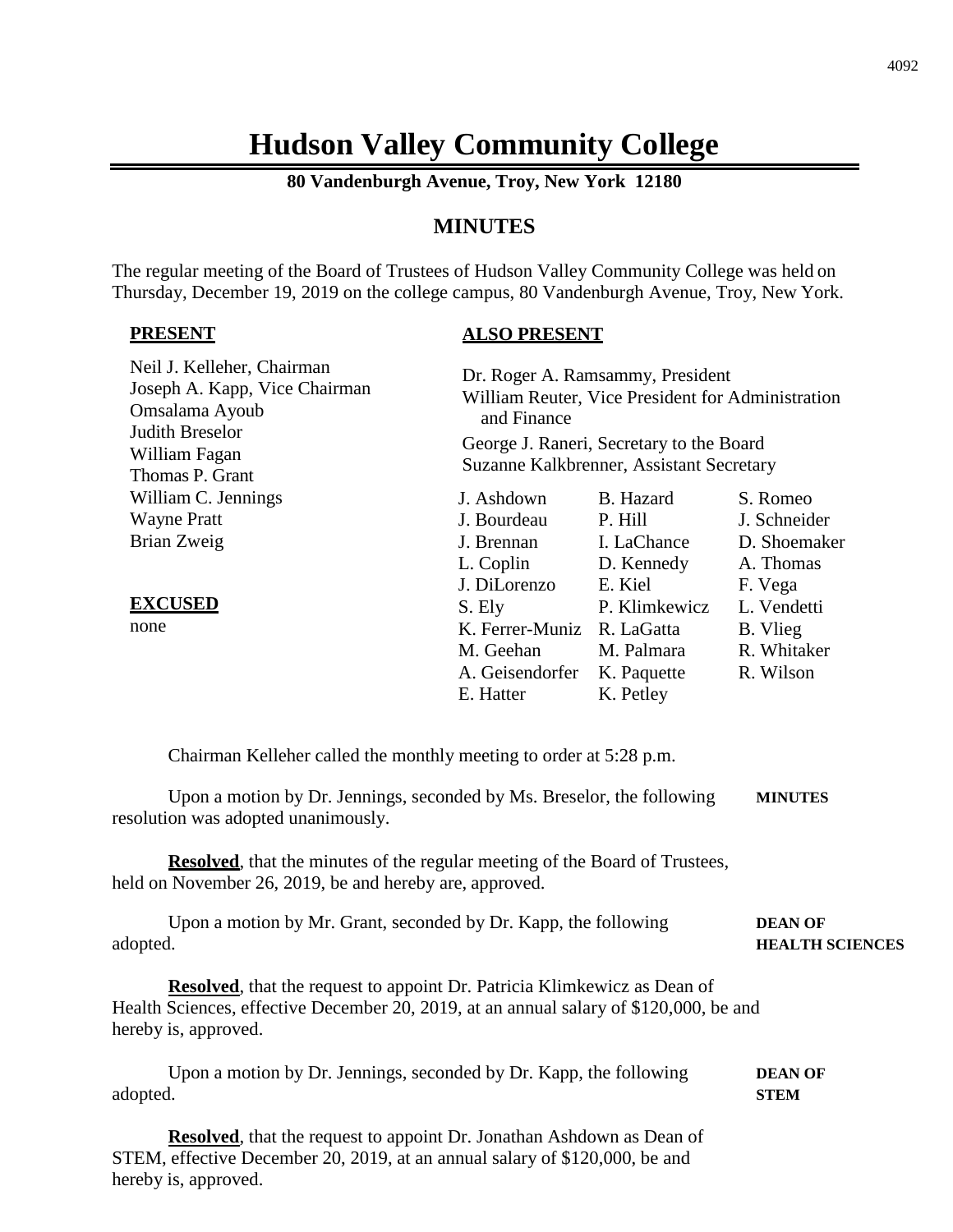# Hudson Valley Community College

**80 Vandenburgh Avenue, Troy, New York 12180**

## MINUTES

The regular meeting of the Board of Trustees of Hudson Valley Community College was held on Thursday, December 19, 2019 on the college campus, 80 Vandenburgh Avenue, Troy, New York.

**PRESENT**

Neil J. Kelleher, Chairman
Joseph A. Kapp, Vice Chairman
Omsalama Ayoub
Judith Breselor
William Fagan
Thomas P. Grant
William C. Jennings
Wayne Pratt
Brian Zweig

**EXCUSED**

none

**ALSO PRESENT**

Dr. Roger A. Ramsammy, President
William Reuter, Vice President for Administration and Finance
George J. Raneri, Secretary to the Board
Suzanne Kalkbrenner, Assistant Secretary

| | | |
|---|---|---|
| J. Ashdown | B. Hazard | S. Romeo |
| J. Bourdeau | P. Hill | J. Schneider |
| J. Brennan | I. LaChance | D. Shoemaker |
| L. Coplin | D. Kennedy | A. Thomas |
| J. DiLorenzo | E. Kiel | F. Vega |
| S. Ely | P. Klimkewicz | L. Vendetti |
| K. Ferrer-Muniz | R. LaGatta | B. Vlieg |
| M. Geehan | M. Palmara | R. Whitaker |
| A. Geisendorfer | K. Paquette | R. Wilson |
| E. Hatter | K. Petley | |

Chairman Kelleher called the monthly meeting to order at 5:28 p.m.

**MINUTES**

Upon a motion by Dr. Jennings, seconded by Ms. Breselor, the following resolution was adopted unanimously.

**Resolved**, that the minutes of the regular meeting of the Board of Trustees, held on November 26, 2019, be and hereby are, approved.

**DEAN OF HEALTH SCIENCES**

Upon a motion by Mr. Grant, seconded by Dr. Kapp, the following adopted.

**Resolved**, that the request to appoint Dr. Patricia Klimkewicz as Dean of Health Sciences, effective December 20, 2019, at an annual salary of $120,000, be and hereby is, approved.

**DEAN OF STEM**

Upon a motion by Dr. Jennings, seconded by Dr. Kapp, the following adopted.

**Resolved**, that the request to appoint Dr. Jonathan Ashdown as Dean of STEM, effective December 20, 2019, at an annual salary of $120,000, be and hereby is, approved.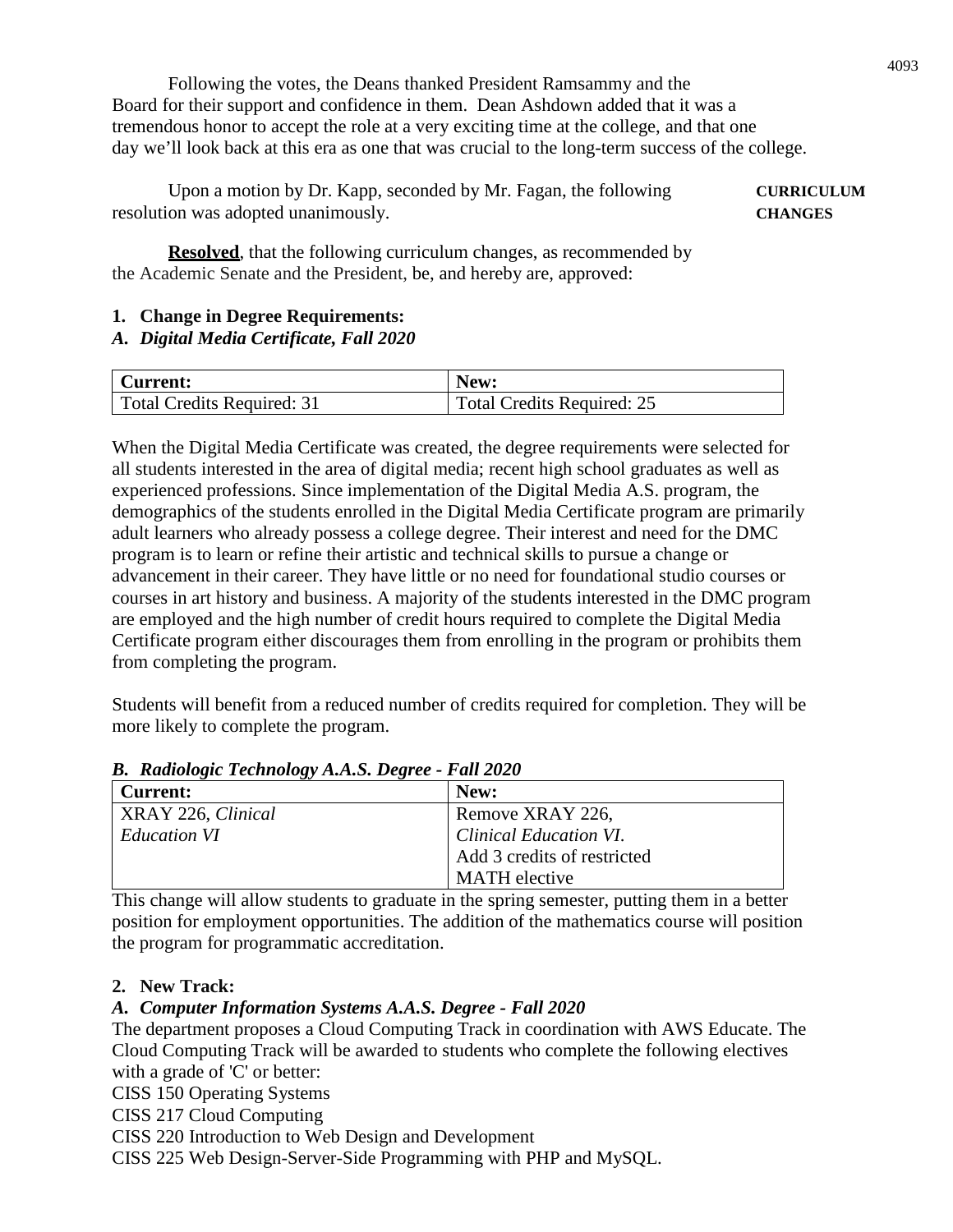Following the votes, the Deans thanked President Ramsammy and the Board for their support and confidence in them. Dean Ashdown added that it was a tremendous honor to accept the role at a very exciting time at the college, and that one day we'll look back at this era as one that was crucial to the long-term success of the college.

**CURRICULUM CHANGES**

Upon a motion by Dr. Kapp, seconded by Mr. Fagan, the following resolution was adopted unanimously.

**Resolved**, that the following curriculum changes, as recommended by the Academic Senate and the President, be, and hereby are, approved:

**1. Change in Degree Requirements:**

***A. Digital Media Certificate, Fall 2020***

| Current: | New: |
| --- | --- |
| Total Credits Required: 31 | Total Credits Required: 25 |

When the Digital Media Certificate was created, the degree requirements were selected for all students interested in the area of digital media; recent high school graduates as well as experienced professions. Since implementation of the Digital Media A.S. program, the demographics of the students enrolled in the Digital Media Certificate program are primarily adult learners who already possess a college degree. Their interest and need for the DMC program is to learn or refine their artistic and technical skills to pursue a change or advancement in their career. They have little or no need for foundational studio courses or courses in art history and business. A majority of the students interested in the DMC program are employed and the high number of credit hours required to complete the Digital Media Certificate program either discourages them from enrolling in the program or prohibits them from completing the program.

Students will benefit from a reduced number of credits required for completion. They will be more likely to complete the program.

***B. Radiologic Technology A.A.S. Degree - Fall 2020***

| Current: | New: |
| --- | --- |
| XRAY 226, *Clinical Education VI* | Remove XRAY 226, *Clinical Education VI.* Add 3 credits of restricted MATH elective |

This change will allow students to graduate in the spring semester, putting them in a better position for employment opportunities. The addition of the mathematics course will position the program for programmatic accreditation.

**2. New Track:**

***A. Computer Information Systems A.A.S. Degree - Fall 2020***

The department proposes a Cloud Computing Track in coordination with AWS Educate. The Cloud Computing Track will be awarded to students who complete the following electives with a grade of 'C' or better:

CISS 150 Operating Systems

CISS 217 Cloud Computing

CISS 220 Introduction to Web Design and Development

CISS 225 Web Design-Server-Side Programming with PHP and MySQL.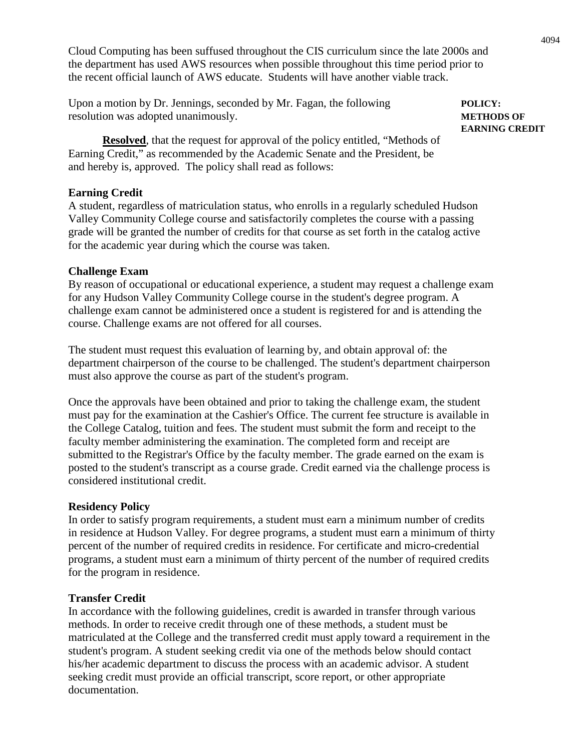Cloud Computing has been suffused throughout the CIS curriculum since the late 2000s and the department has used AWS resources when possible throughout this time period prior to the recent official launch of AWS educate. Students will have another viable track.

Upon a motion by Dr. Jennings, seconded by Mr. Fagan, the following resolution was adopted unanimously.

**POLICY: METHODS OF EARNING CREDIT**

**Resolved**, that the request for approval of the policy entitled, "Methods of Earning Credit," as recommended by the Academic Senate and the President, be and hereby is, approved. The policy shall read as follows:

**Earning Credit**

A student, regardless of matriculation status, who enrolls in a regularly scheduled Hudson Valley Community College course and satisfactorily completes the course with a passing grade will be granted the number of credits for that course as set forth in the catalog active for the academic year during which the course was taken.

**Challenge Exam**

By reason of occupational or educational experience, a student may request a challenge exam for any Hudson Valley Community College course in the student's degree program. A challenge exam cannot be administered once a student is registered for and is attending the course. Challenge exams are not offered for all courses.

The student must request this evaluation of learning by, and obtain approval of: the department chairperson of the course to be challenged. The student's department chairperson must also approve the course as part of the student's program.

Once the approvals have been obtained and prior to taking the challenge exam, the student must pay for the examination at the Cashier's Office. The current fee structure is available in the College Catalog, tuition and fees. The student must submit the form and receipt to the faculty member administering the examination. The completed form and receipt are submitted to the Registrar's Office by the faculty member. The grade earned on the exam is posted to the student's transcript as a course grade. Credit earned via the challenge process is considered institutional credit.

**Residency Policy**

In order to satisfy program requirements, a student must earn a minimum number of credits in residence at Hudson Valley. For degree programs, a student must earn a minimum of thirty percent of the number of required credits in residence. For certificate and micro-credential programs, a student must earn a minimum of thirty percent of the number of required credits for the program in residence.

**Transfer Credit**

In accordance with the following guidelines, credit is awarded in transfer through various methods. In order to receive credit through one of these methods, a student must be matriculated at the College and the transferred credit must apply toward a requirement in the student's program. A student seeking credit via one of the methods below should contact his/her academic department to discuss the process with an academic advisor. A student seeking credit must provide an official transcript, score report, or other appropriate documentation.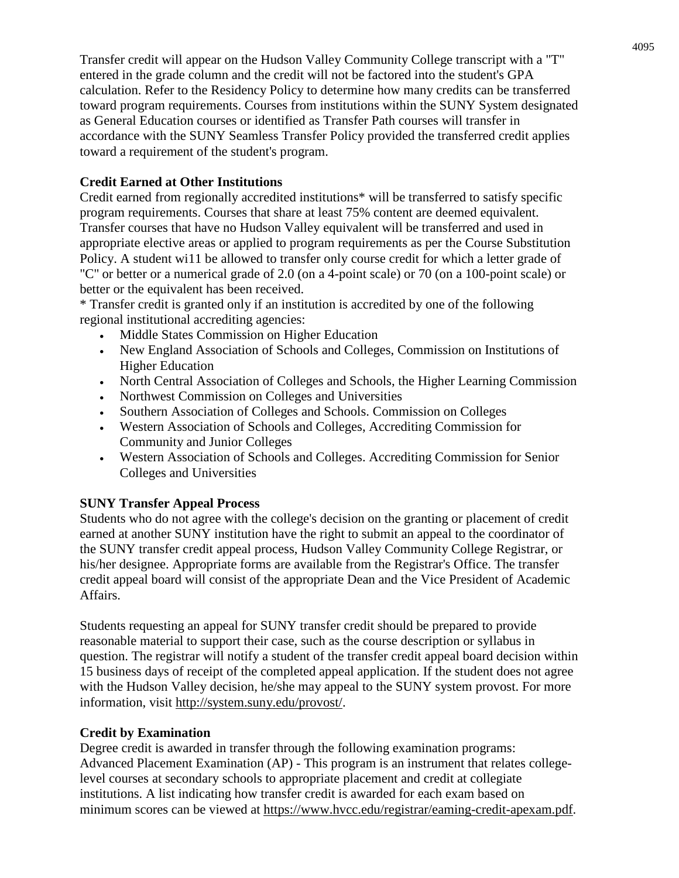Transfer credit will appear on the Hudson Valley Community College transcript with a "T" entered in the grade column and the credit will not be factored into the student's GPA calculation. Refer to the Residency Policy to determine how many credits can be transferred toward program requirements. Courses from institutions within the SUNY System designated as General Education courses or identified as Transfer Path courses will transfer in accordance with the SUNY Seamless Transfer Policy provided the transferred credit applies toward a requirement of the student's program.

**Credit Earned at Other Institutions**

Credit earned from regionally accredited institutions* will be transferred to satisfy specific program requirements. Courses that share at least 75% content are deemed equivalent. Transfer courses that have no Hudson Valley equivalent will be transferred and used in appropriate elective areas or applied to program requirements as per the Course Substitution Policy. A student wi11 be allowed to transfer only course credit for which a letter grade of "C" or better or a numerical grade of 2.0 (on a 4-point scale) or 70 (on a 100-point scale) or better or the equivalent has been received.

* Transfer credit is granted only if an institution is accredited by one of the following regional institutional accrediting agencies:

- Middle States Commission on Higher Education
- New England Association of Schools and Colleges, Commission on Institutions of Higher Education
- North Central Association of Colleges and Schools, the Higher Learning Commission
- Northwest Commission on Colleges and Universities
- Southern Association of Colleges and Schools. Commission on Colleges
- Western Association of Schools and Colleges, Accrediting Commission for Community and Junior Colleges
- Western Association of Schools and Colleges. Accrediting Commission for Senior Colleges and Universities

**SUNY Transfer Appeal Process**

Students who do not agree with the college's decision on the granting or placement of credit earned at another SUNY institution have the right to submit an appeal to the coordinator of the SUNY transfer credit appeal process, Hudson Valley Community College Registrar, or his/her designee. Appropriate forms are available from the Registrar's Office. The transfer credit appeal board will consist of the appropriate Dean and the Vice President of Academic Affairs.

Students requesting an appeal for SUNY transfer credit should be prepared to provide reasonable material to support their case, such as the course description or syllabus in question. The registrar will notify a student of the transfer credit appeal board decision within 15 business days of receipt of the completed appeal application. If the student does not agree with the Hudson Valley decision, he/she may appeal to the SUNY system provost. For more information, visit http://system.suny.edu/provost/.

**Credit by Examination**

Degree credit is awarded in transfer through the following examination programs:
Advanced Placement Examination (AP) - This program is an instrument that relates college-level courses at secondary schools to appropriate placement and credit at collegiate institutions. A list indicating how transfer credit is awarded for each exam based on minimum scores can be viewed at https://www.hvcc.edu/registrar/eaming-credit-apexam.pdf.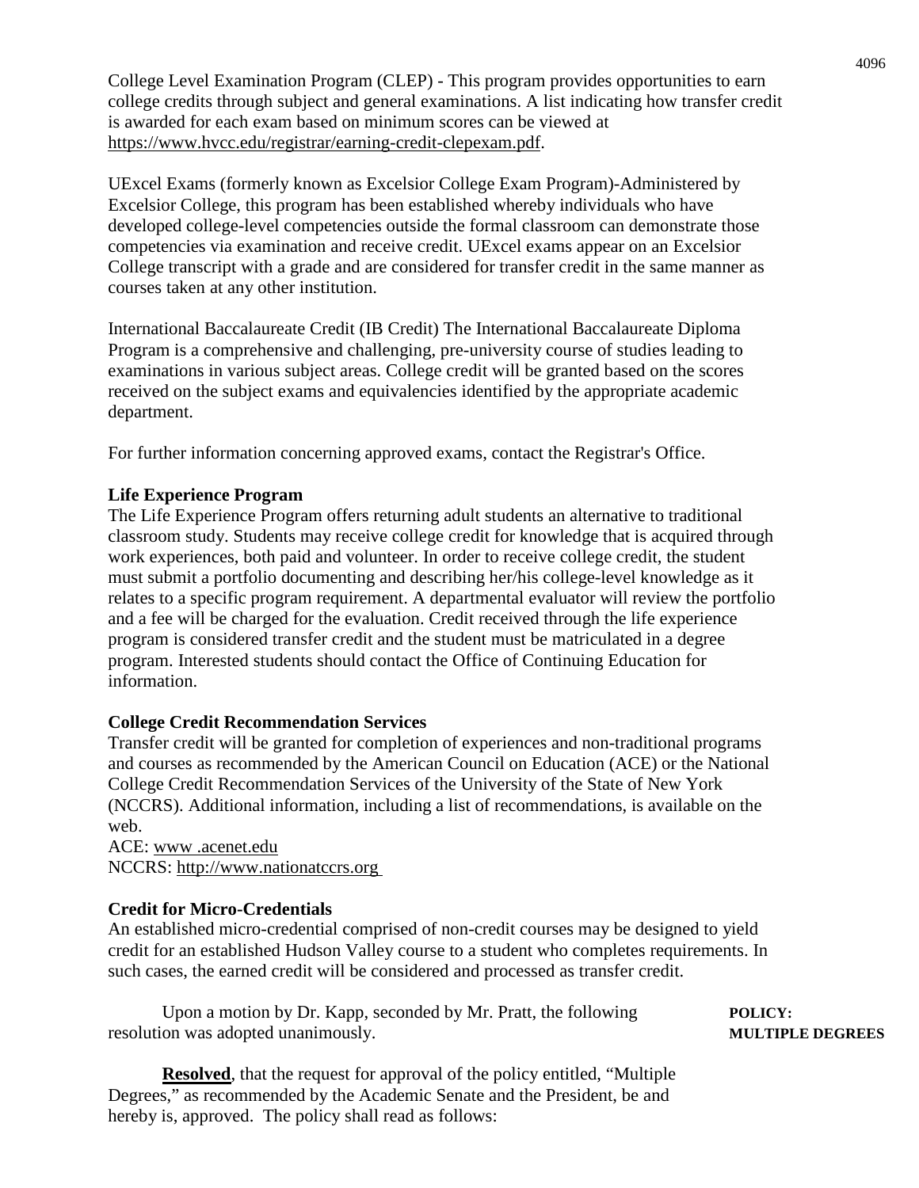College Level Examination Program (CLEP) - This program provides opportunities to earn college credits through subject and general examinations. A list indicating how transfer credit is awarded for each exam based on minimum scores can be viewed at https://www.hvcc.edu/registrar/earning-credit-clepexam.pdf.

UExcel Exams (formerly known as Excelsior College Exam Program)-Administered by Excelsior College, this program has been established whereby individuals who have developed college-level competencies outside the formal classroom can demonstrate those competencies via examination and receive credit. UExcel exams appear on an Excelsior College transcript with a grade and are considered for transfer credit in the same manner as courses taken at any other institution.

International Baccalaureate Credit (IB Credit) The International Baccalaureate Diploma Program is a comprehensive and challenging, pre-university course of studies leading to examinations in various subject areas. College credit will be granted based on the scores received on the subject exams and equivalencies identified by the appropriate academic department.

For further information concerning approved exams, contact the Registrar's Office.

**Life Experience Program**

The Life Experience Program offers returning adult students an alternative to traditional classroom study. Students may receive college credit for knowledge that is acquired through work experiences, both paid and volunteer. In order to receive college credit, the student must submit a portfolio documenting and describing her/his college-level knowledge as it relates to a specific program requirement. A departmental evaluator will review the portfolio and a fee will be charged for the evaluation. Credit received through the life experience program is considered transfer credit and the student must be matriculated in a degree program. Interested students should contact the Office of Continuing Education for information.

**College Credit Recommendation Services**

Transfer credit will be granted for completion of experiences and non-traditional programs and courses as recommended by the American Council on Education (ACE) or the National College Credit Recommendation Services of the University of the State of New York (NCCRS). Additional information, including a list of recommendations, is available on the web.

ACE: www .acenet.edu

NCCRS: http://www.nationatccrs.org

**Credit for Micro-Credentials**

An established micro-credential comprised of non-credit courses may be designed to yield credit for an established Hudson Valley course to a student who completes requirements. In such cases, the earned credit will be considered and processed as transfer credit.

**POLICY: MULTIPLE DEGREES**

Upon a motion by Dr. Kapp, seconded by Mr. Pratt, the following resolution was adopted unanimously.

**Resolved**, that the request for approval of the policy entitled, "Multiple Degrees," as recommended by the Academic Senate and the President, be and hereby is, approved. The policy shall read as follows: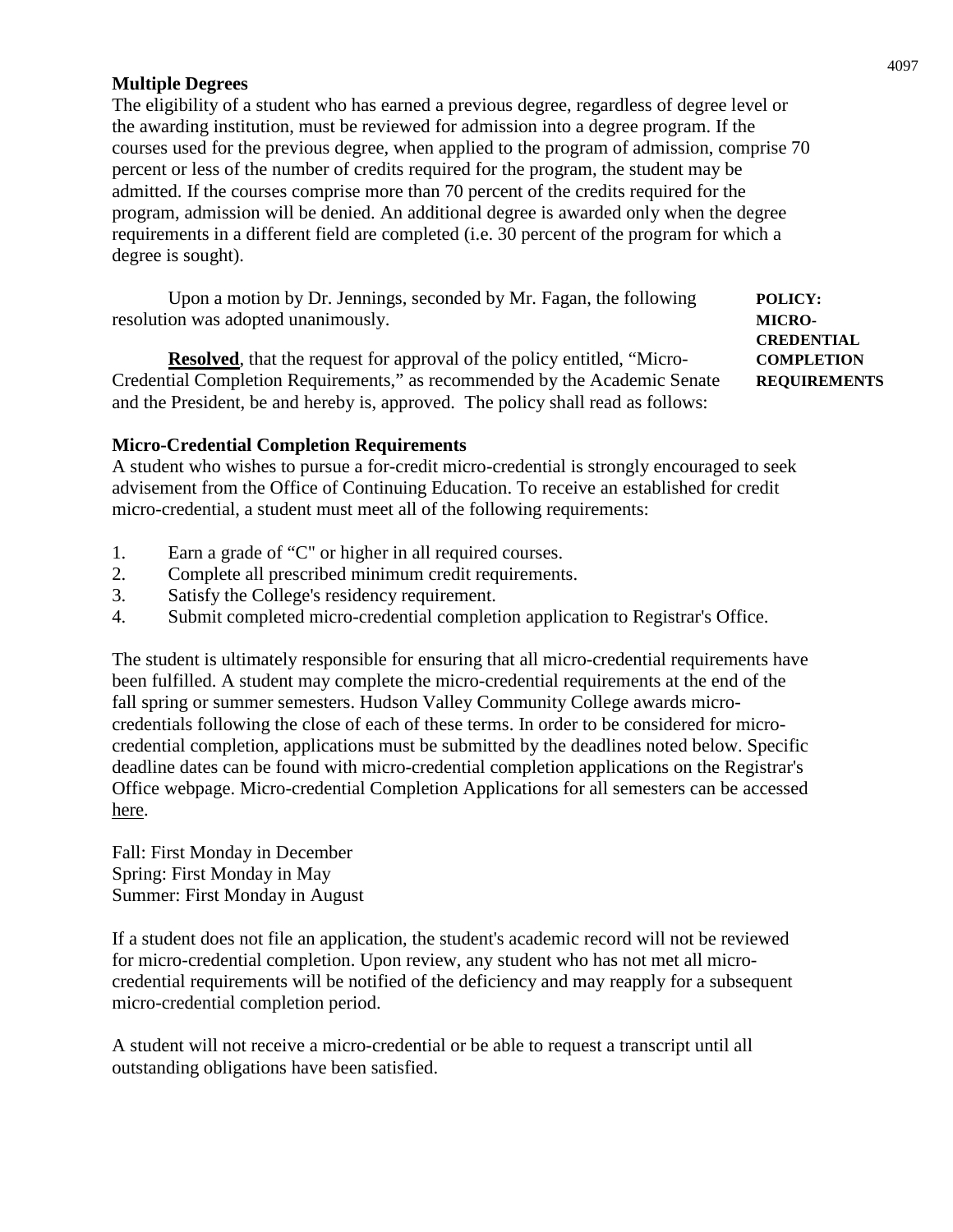**Multiple Degrees**
The eligibility of a student who has earned a previous degree, regardless of degree level or the awarding institution, must be reviewed for admission into a degree program. If the courses used for the previous degree, when applied to the program of admission, comprise 70 percent or less of the number of credits required for the program, the student may be admitted. If the courses comprise more than 70 percent of the credits required for the program, admission will be denied. An additional degree is awarded only when the degree requirements in a different field are completed (i.e. 30 percent of the program for which a degree is sought).

**POLICY: MICRO-CREDENTIAL COMPLETION REQUIREMENTS**

Upon a motion by Dr. Jennings, seconded by Mr. Fagan, the following resolution was adopted unanimously.

**Resolved**, that the request for approval of the policy entitled, "Micro-Credential Completion Requirements," as recommended by the Academic Senate and the President, be and hereby is, approved. The policy shall read as follows:

**Micro-Credential Completion Requirements**
A student who wishes to pursue a for-credit micro-credential is strongly encouraged to seek advisement from the Office of Continuing Education. To receive an established for credit micro-credential, a student must meet all of the following requirements:

1. Earn a grade of "C" or higher in all required courses.
2. Complete all prescribed minimum credit requirements.
3. Satisfy the College's residency requirement.
4. Submit completed micro-credential completion application to Registrar's Office.

The student is ultimately responsible for ensuring that all micro-credential requirements have been fulfilled. A student may complete the micro-credential requirements at the end of the fall spring or summer semesters. Hudson Valley Community College awards micro-credentials following the close of each of these terms. In order to be considered for micro-credential completion, applications must be submitted by the deadlines noted below. Specific deadline dates can be found with micro-credential completion applications on the Registrar's Office webpage. Micro-credential Completion Applications for all semesters can be accessed here.

Fall: First Monday in December
Spring: First Monday in May
Summer: First Monday in August

If a student does not file an application, the student's academic record will not be reviewed for micro-credential completion. Upon review, any student who has not met all micro-credential requirements will be notified of the deficiency and may reapply for a subsequent micro-credential completion period.

A student will not receive a micro-credential or be able to request a transcript until all outstanding obligations have been satisfied.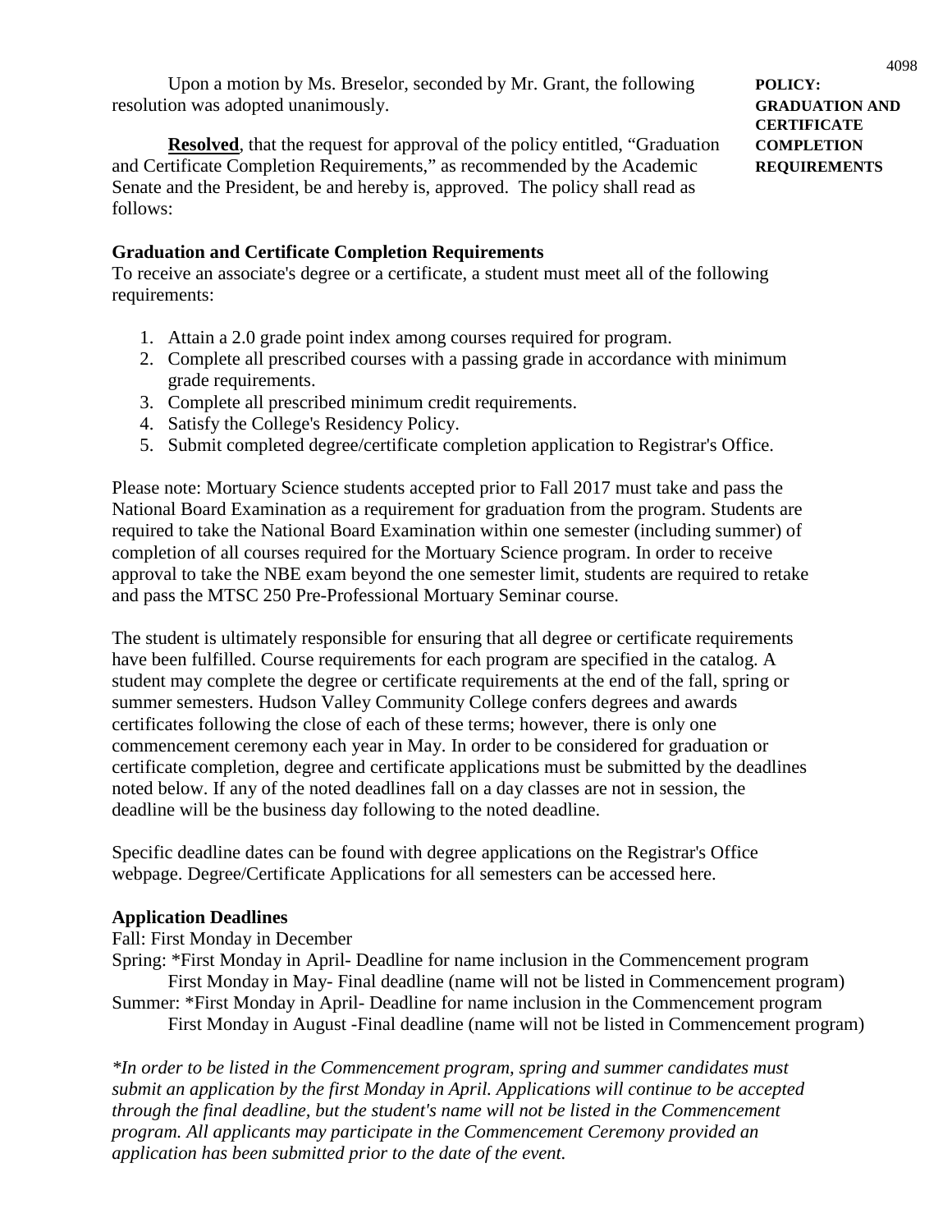Upon a motion by Ms. Breselor, seconded by Mr. Grant, the following resolution was adopted unanimously.

**POLICY: GRADUATION AND CERTIFICATE COMPLETION REQUIREMENTS**

**Resolved**, that the request for approval of the policy entitled, "Graduation and Certificate Completion Requirements," as recommended by the Academic Senate and the President, be and hereby is, approved. The policy shall read as follows:

**Graduation and Certificate Completion Requirements**

To receive an associate's degree or a certificate, a student must meet all of the following requirements:

1. Attain a 2.0 grade point index among courses required for program.
2. Complete all prescribed courses with a passing grade in accordance with minimum grade requirements.
3. Complete all prescribed minimum credit requirements.
4. Satisfy the College's Residency Policy.
5. Submit completed degree/certificate completion application to Registrar's Office.

Please note: Mortuary Science students accepted prior to Fall 2017 must take and pass the National Board Examination as a requirement for graduation from the program. Students are required to take the National Board Examination within one semester (including summer) of completion of all courses required for the Mortuary Science program. In order to receive approval to take the NBE exam beyond the one semester limit, students are required to retake and pass the MTSC 250 Pre-Professional Mortuary Seminar course.

The student is ultimately responsible for ensuring that all degree or certificate requirements have been fulfilled. Course requirements for each program are specified in the catalog. A student may complete the degree or certificate requirements at the end of the fall, spring or summer semesters. Hudson Valley Community College confers degrees and awards certificates following the close of each of these terms; however, there is only one commencement ceremony each year in May. In order to be considered for graduation or certificate completion, degree and certificate applications must be submitted by the deadlines noted below. If any of the noted deadlines fall on a day classes are not in session, the deadline will be the business day following to the noted deadline.

Specific deadline dates can be found with degree applications on the Registrar's Office webpage. Degree/Certificate Applications for all semesters can be accessed here.

**Application Deadlines**

Fall: First Monday in December

Spring: *First Monday in April- Deadline for name inclusion in the Commencement program
First Monday in May- Final deadline (name will not be listed in Commencement program)

Summer: *First Monday in April- Deadline for name inclusion in the Commencement program
First Monday in August -Final deadline (name will not be listed in Commencement program)

*\*In order to be listed in the Commencement program, spring and summer candidates must submit an application by the first Monday in April. Applications will continue to be accepted through the final deadline, but the student's name will not be listed in the Commencement program. All applicants may participate in the Commencement Ceremony provided an application has been submitted prior to the date of the event.*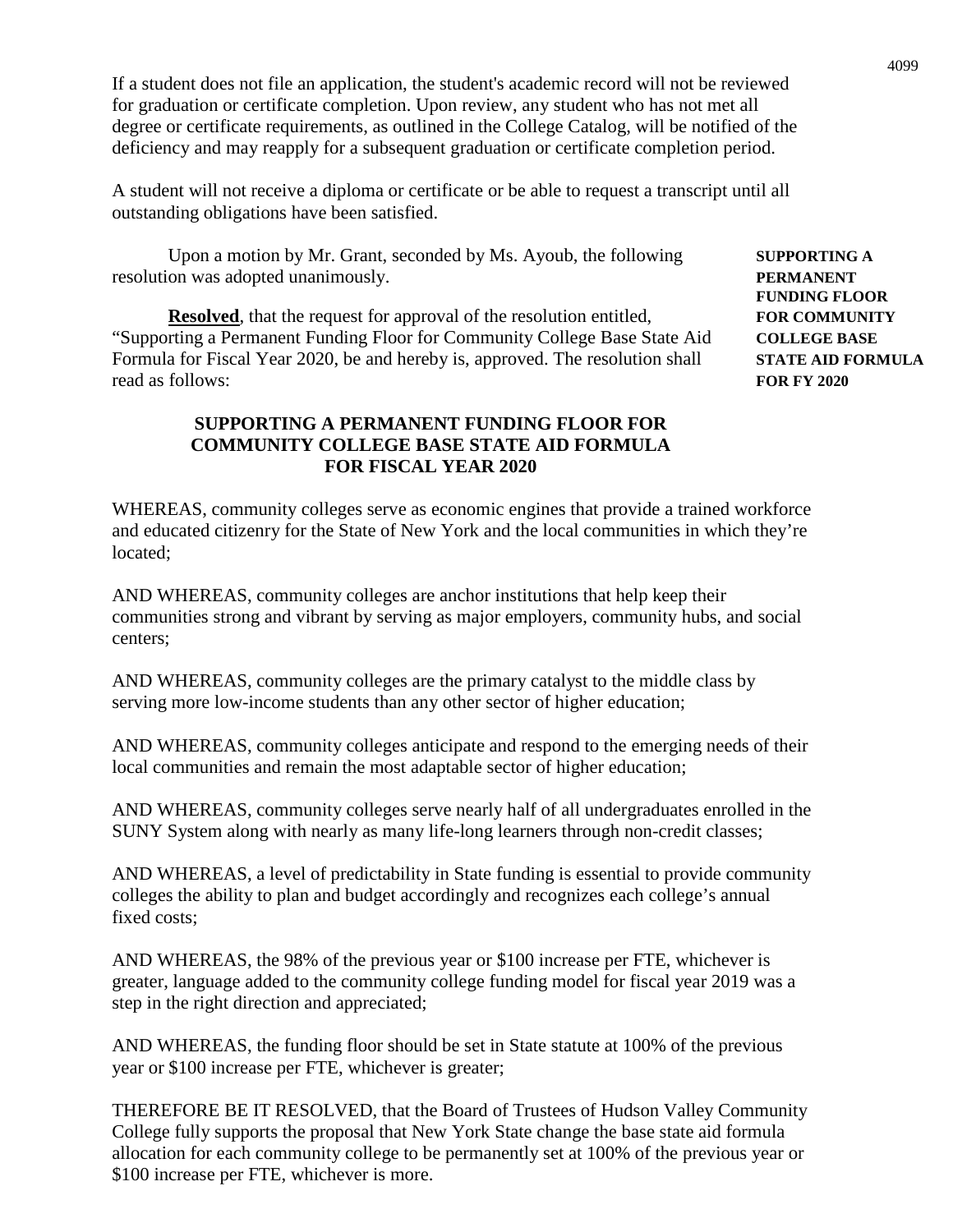If a student does not file an application, the student's academic record will not be reviewed for graduation or certificate completion. Upon review, any student who has not met all degree or certificate requirements, as outlined in the College Catalog, will be notified of the deficiency and may reapply for a subsequent graduation or certificate completion period.

A student will not receive a diploma or certificate or be able to request a transcript until all outstanding obligations have been satisfied.

**SUPPORTING A PERMANENT FUNDING FLOOR FOR COMMUNITY COLLEGE BASE STATE AID FORMULA FOR FY 2020**

Upon a motion by Mr. Grant, seconded by Ms. Ayoub, the following resolution was adopted unanimously.

**Resolved**, that the request for approval of the resolution entitled, "Supporting a Permanent Funding Floor for Community College Base State Aid Formula for Fiscal Year 2020, be and hereby is, approved. The resolution shall read as follows:

**SUPPORTING A PERMANENT FUNDING FLOOR FOR COMMUNITY COLLEGE BASE STATE AID FORMULA FOR FISCAL YEAR 2020**

WHEREAS, community colleges serve as economic engines that provide a trained workforce and educated citizenry for the State of New York and the local communities in which they're located;

AND WHEREAS, community colleges are anchor institutions that help keep their communities strong and vibrant by serving as major employers, community hubs, and social centers;

AND WHEREAS, community colleges are the primary catalyst to the middle class by serving more low-income students than any other sector of higher education;

AND WHEREAS, community colleges anticipate and respond to the emerging needs of their local communities and remain the most adaptable sector of higher education;

AND WHEREAS, community colleges serve nearly half of all undergraduates enrolled in the SUNY System along with nearly as many life-long learners through non-credit classes;

AND WHEREAS, a level of predictability in State funding is essential to provide community colleges the ability to plan and budget accordingly and recognizes each college's annual fixed costs;

AND WHEREAS, the 98% of the previous year or $100 increase per FTE, whichever is greater, language added to the community college funding model for fiscal year 2019 was a step in the right direction and appreciated;

AND WHEREAS, the funding floor should be set in State statute at 100% of the previous year or $100 increase per FTE, whichever is greater;

THEREFORE BE IT RESOLVED, that the Board of Trustees of Hudson Valley Community College fully supports the proposal that New York State change the base state aid formula allocation for each community college to be permanently set at 100% of the previous year or $100 increase per FTE, whichever is more.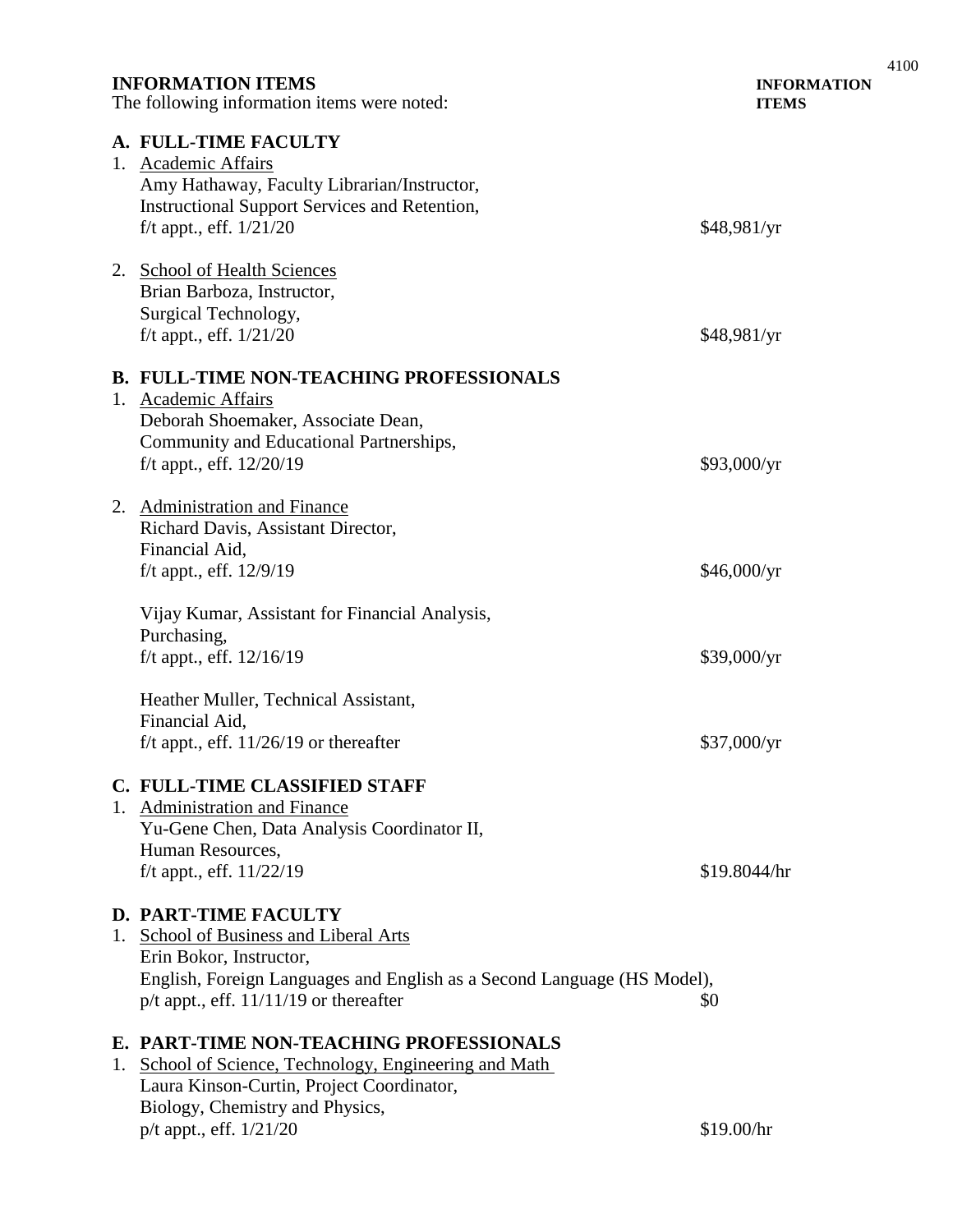**INFORMATION ITEMS**

The following information items were noted:

**INFORMATION ITEMS**

**A. FULL-TIME FACULTY**

1. Academic Affairs
   Amy Hathaway, Faculty Librarian/Instructor,
   Instructional Support Services and Retention,
   f/t appt., eff. 1/21/20 — $48,981/yr

2. School of Health Sciences
   Brian Barboza, Instructor,
   Surgical Technology,
   f/t appt., eff. 1/21/20 — $48,981/yr

**B. FULL-TIME NON-TEACHING PROFESSIONALS**

1. Academic Affairs
   Deborah Shoemaker, Associate Dean,
   Community and Educational Partnerships,
   f/t appt., eff. 12/20/19 — $93,000/yr

2. Administration and Finance
   Richard Davis, Assistant Director,
   Financial Aid,
   f/t appt., eff. 12/9/19 — $46,000/yr

   Vijay Kumar, Assistant for Financial Analysis,
   Purchasing,
   f/t appt., eff. 12/16/19 — $39,000/yr

   Heather Muller, Technical Assistant,
   Financial Aid,
   f/t appt., eff. 11/26/19 or thereafter — $37,000/yr

**C. FULL-TIME CLASSIFIED STAFF**

1. Administration and Finance
   Yu-Gene Chen, Data Analysis Coordinator II,
   Human Resources,
   f/t appt., eff. 11/22/19 — $19.8044/hr

**D. PART-TIME FACULTY**

1. School of Business and Liberal Arts
   Erin Bokor, Instructor,
   English, Foreign Languages and English as a Second Language (HS Model),
   p/t appt., eff. 11/11/19 or thereafter — $0

**E. PART-TIME NON-TEACHING PROFESSIONALS**

1. School of Science, Technology, Engineering and Math
   Laura Kinson-Curtin, Project Coordinator,
   Biology, Chemistry and Physics,
   p/t appt., eff. 1/21/20 — $19.00/hr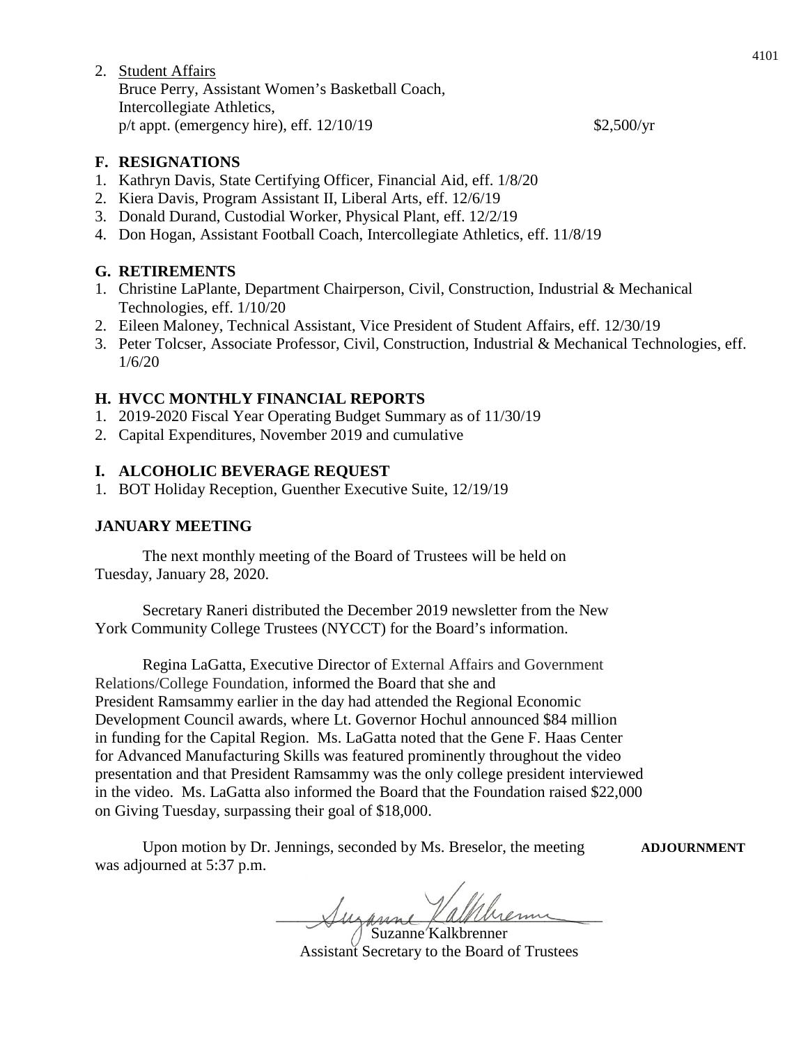2. Student Affairs
   Bruce Perry, Assistant Women's Basketball Coach,
   Intercollegiate Athletics,
   p/t appt. (emergency hire), eff. 12/10/19 $2,500/yr

## F. RESIGNATIONS

1. Kathryn Davis, State Certifying Officer, Financial Aid, eff. 1/8/20
2. Kiera Davis, Program Assistant II, Liberal Arts, eff. 12/6/19
3. Donald Durand, Custodial Worker, Physical Plant, eff. 12/2/19
4. Don Hogan, Assistant Football Coach, Intercollegiate Athletics, eff. 11/8/19

## G. RETIREMENTS

1. Christine LaPlante, Department Chairperson, Civil, Construction, Industrial & Mechanical Technologies, eff. 1/10/20
2. Eileen Maloney, Technical Assistant, Vice President of Student Affairs, eff. 12/30/19
3. Peter Tolcser, Associate Professor, Civil, Construction, Industrial & Mechanical Technologies, eff. 1/6/20

## H. HVCC MONTHLY FINANCIAL REPORTS

1. 2019-2020 Fiscal Year Operating Budget Summary as of 11/30/19
2. Capital Expenditures, November 2019 and cumulative

## I. ALCOHOLIC BEVERAGE REQUEST

1. BOT Holiday Reception, Guenther Executive Suite, 12/19/19

## JANUARY MEETING

The next monthly meeting of the Board of Trustees will be held on Tuesday, January 28, 2020.

Secretary Raneri distributed the December 2019 newsletter from the New York Community College Trustees (NYCCT) for the Board's information.

Regina LaGatta, Executive Director of External Affairs and Government Relations/College Foundation, informed the Board that she and President Ramsammy earlier in the day had attended the Regional Economic Development Council awards, where Lt. Governor Hochul announced $84 million in funding for the Capital Region. Ms. LaGatta noted that the Gene F. Haas Center for Advanced Manufacturing Skills was featured prominently throughout the video presentation and that President Ramsammy was the only college president interviewed in the video. Ms. LaGatta also informed the Board that the Foundation raised $22,000 on Giving Tuesday, surpassing their goal of $18,000.

**ADJOURNMENT**

Upon motion by Dr. Jennings, seconded by Ms. Breselor, the meeting was adjourned at 5:37 p.m.

Suzanne Kalkbrenner
Assistant Secretary to the Board of Trustees